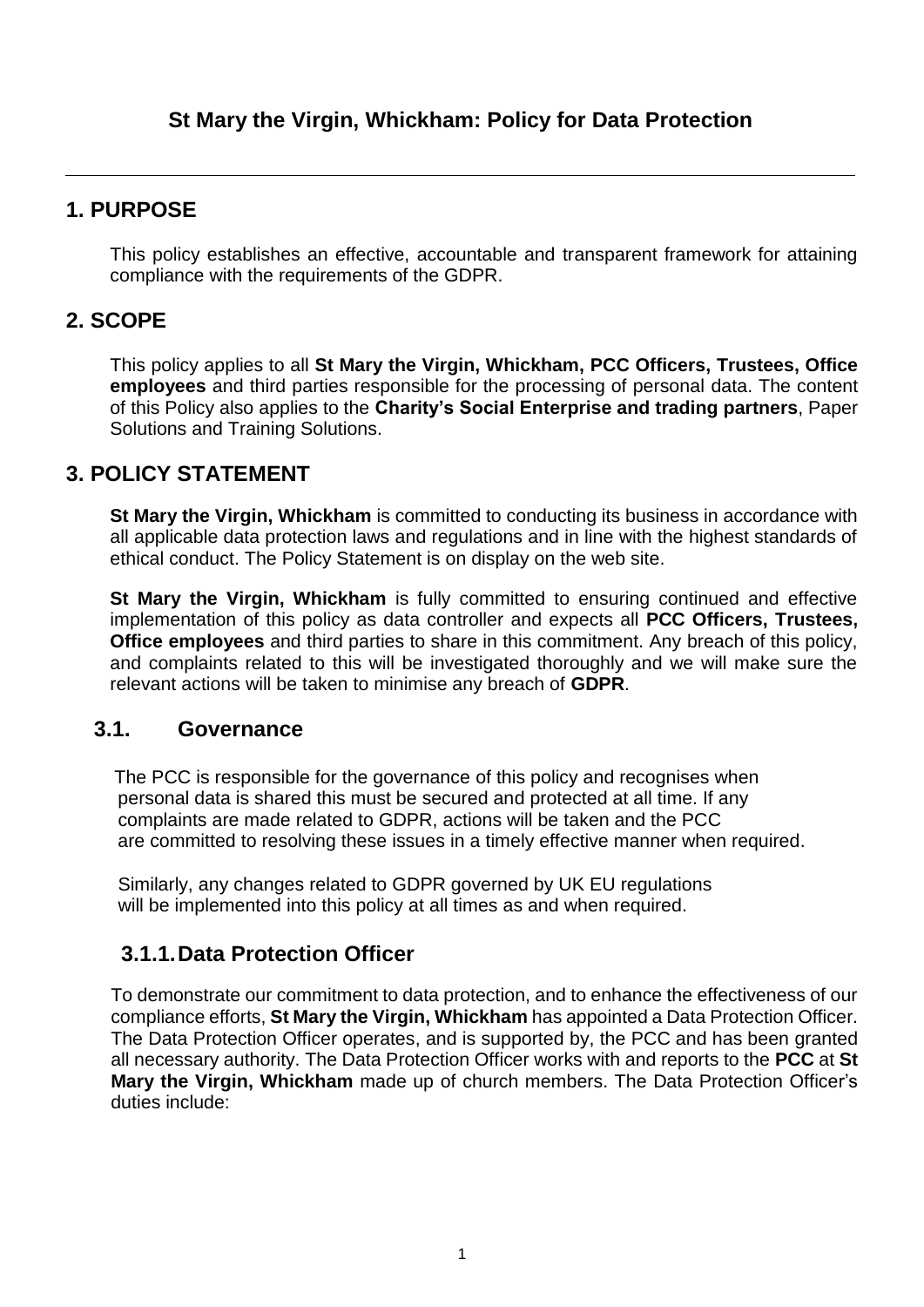# St Mary the Virgin, Whickham: Policy for Data Protection

---

## 1. PURPOSE

This policy establishes an effective, accountable and transparent framework for attaining compliance with the requirements of the GDPR.

## 2. SCOPE

This policy applies to all **St Mary the Virgin, Whickham, PCC Officers, Trustees, Office employees** and third parties responsible for the processing of personal data. The content of this Policy also applies to the **Charity's Social Enterprise and trading partners**, Paper Solutions and Training Solutions.

## 3. POLICY STATEMENT

**St Mary the Virgin, Whickham** is committed to conducting its business in accordance with all applicable data protection laws and regulations and in line with the highest standards of ethical conduct. The Policy Statement is on display on the web site.

**St Mary the Virgin, Whickham** is fully committed to ensuring continued and effective implementation of this policy as data controller and expects all **PCC Officers, Trustees, Office employees** and third parties to share in this commitment. Any breach of this policy, and complaints related to this will be investigated thoroughly and we will make sure the relevant actions will be taken to minimise any breach of **GDPR**.

### 3.1. Governance

The PCC is responsible for the governance of this policy and recognises when personal data is shared this must be secured and protected at all time. If any complaints are made related to GDPR, actions will be taken and the PCC are committed to resolving these issues in a timely effective manner when required.

Similarly, any changes related to GDPR governed by UK EU regulations will be implemented into this policy at all times as and when required.

### 3.1.1. Data Protection Officer

To demonstrate our commitment to data protection, and to enhance the effectiveness of our compliance efforts, **St Mary the Virgin, Whickham** has appointed a Data Protection Officer. The Data Protection Officer operates, and is supported by, the PCC and has been granted all necessary authority. The Data Protection Officer works with and reports to the **PCC** at **St Mary the Virgin, Whickham** made up of church members. The Data Protection Officer's duties include: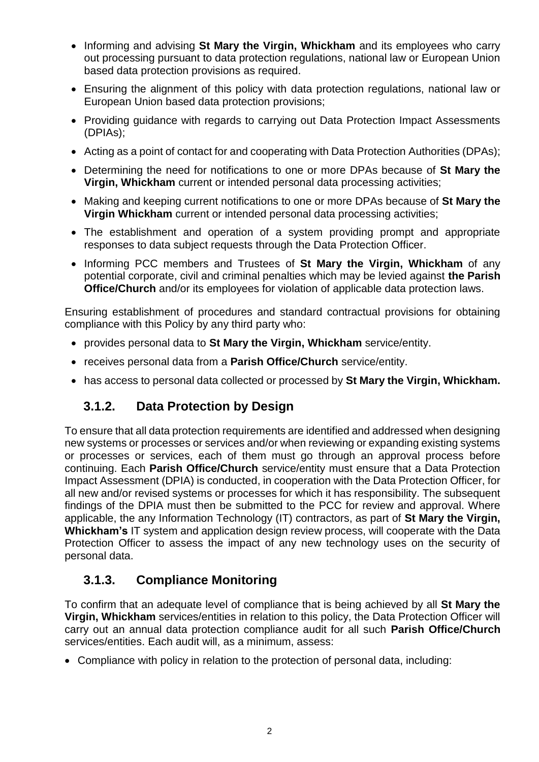- Informing and advising **St Mary the Virgin, Whickham** and its employees who carry out processing pursuant to data protection regulations, national law or European Union based data protection provisions as required.
- Ensuring the alignment of this policy with data protection regulations, national law or European Union based data protection provisions;
- Providing guidance with regards to carrying out Data Protection Impact Assessments (DPIAs);
- Acting as a point of contact for and cooperating with Data Protection Authorities (DPAs);
- Determining the need for notifications to one or more DPAs because of **St Mary the Virgin, Whickham** current or intended personal data processing activities;
- Making and keeping current notifications to one or more DPAs because of **St Mary the Virgin Whickham** current or intended personal data processing activities;
- The establishment and operation of a system providing prompt and appropriate responses to data subject requests through the Data Protection Officer.
- Informing PCC members and Trustees of **St Mary the Virgin, Whickham** of any potential corporate, civil and criminal penalties which may be levied against **the Parish Office/Church** and/or its employees for violation of applicable data protection laws.

Ensuring establishment of procedures and standard contractual provisions for obtaining compliance with this Policy by any third party who:

- provides personal data to **St Mary the Virgin, Whickham** service/entity.
- receives personal data from a **Parish Office/Church** service/entity.
- has access to personal data collected or processed by **St Mary the Virgin, Whickham.**

### 3.1.2. Data Protection by Design

To ensure that all data protection requirements are identified and addressed when designing new systems or processes or services and/or when reviewing or expanding existing systems or processes or services, each of them must go through an approval process before continuing. Each **Parish Office/Church** service/entity must ensure that a Data Protection Impact Assessment (DPIA) is conducted, in cooperation with the Data Protection Officer, for all new and/or revised systems or processes for which it has responsibility. The subsequent findings of the DPIA must then be submitted to the PCC for review and approval. Where applicable, the any Information Technology (IT) contractors, as part of **St Mary the Virgin, Whickham's** IT system and application design review process, will cooperate with the Data Protection Officer to assess the impact of any new technology uses on the security of personal data.

### 3.1.3. Compliance Monitoring

To confirm that an adequate level of compliance that is being achieved by all **St Mary the Virgin, Whickham** services/entities in relation to this policy, the Data Protection Officer will carry out an annual data protection compliance audit for all such **Parish Office/Church** services/entities. Each audit will, as a minimum, assess:

- Compliance with policy in relation to the protection of personal data, including: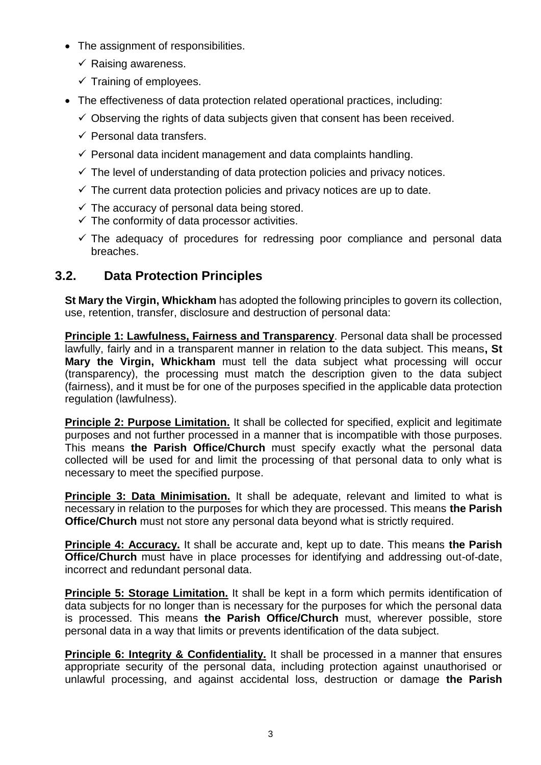- The assignment of responsibilities.
  - ✓ Raising awareness.
  - ✓ Training of employees.
- The effectiveness of data protection related operational practices, including:
  - ✓ Observing the rights of data subjects given that consent has been received.
  - ✓ Personal data transfers.
  - ✓ Personal data incident management and data complaints handling.
  - ✓ The level of understanding of data protection policies and privacy notices.
  - ✓ The current data protection policies and privacy notices are up to date.
  - ✓ The accuracy of personal data being stored.
  - ✓ The conformity of data processor activities.
  - ✓ The adequacy of procedures for redressing poor compliance and personal data breaches.

## 3.2. Data Protection Principles

**St Mary the Virgin, Whickham** has adopted the following principles to govern its collection, use, retention, transfer, disclosure and destruction of personal data:

**Principle 1: Lawfulness, Fairness and Transparency**. Personal data shall be processed lawfully, fairly and in a transparent manner in relation to the data subject. This means**, St Mary the Virgin, Whickham** must tell the data subject what processing will occur (transparency), the processing must match the description given to the data subject (fairness), and it must be for one of the purposes specified in the applicable data protection regulation (lawfulness).

**Principle 2: Purpose Limitation.** It shall be collected for specified, explicit and legitimate purposes and not further processed in a manner that is incompatible with those purposes. This means **the Parish Office/Church** must specify exactly what the personal data collected will be used for and limit the processing of that personal data to only what is necessary to meet the specified purpose.

**Principle 3: Data Minimisation.** It shall be adequate, relevant and limited to what is necessary in relation to the purposes for which they are processed. This means **the Parish Office/Church** must not store any personal data beyond what is strictly required.

**Principle 4: Accuracy.** It shall be accurate and, kept up to date. This means **the Parish Office/Church** must have in place processes for identifying and addressing out-of-date, incorrect and redundant personal data.

**Principle 5: Storage Limitation.** It shall be kept in a form which permits identification of data subjects for no longer than is necessary for the purposes for which the personal data is processed. This means **the Parish Office/Church** must, wherever possible, store personal data in a way that limits or prevents identification of the data subject.

**Principle 6: Integrity & Confidentiality.** It shall be processed in a manner that ensures appropriate security of the personal data, including protection against unauthorised or unlawful processing, and against accidental loss, destruction or damage **the Parish**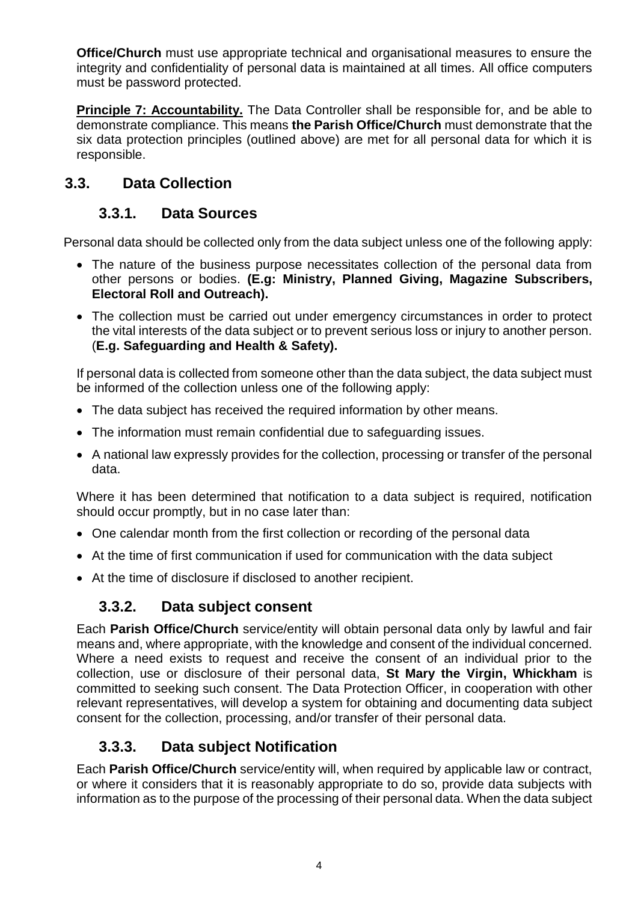**Office/Church** must use appropriate technical and organisational measures to ensure the integrity and confidentiality of personal data is maintained at all times. All office computers must be password protected.

**Principle 7: Accountability.** The Data Controller shall be responsible for, and be able to demonstrate compliance. This means **the Parish Office/Church** must demonstrate that the six data protection principles (outlined above) are met for all personal data for which it is responsible.

## 3.3. Data Collection

### 3.3.1. Data Sources

Personal data should be collected only from the data subject unless one of the following apply:

- The nature of the business purpose necessitates collection of the personal data from other persons or bodies. **(E.g: Ministry, Planned Giving, Magazine Subscribers, Electoral Roll and Outreach).**
- The collection must be carried out under emergency circumstances in order to protect the vital interests of the data subject or to prevent serious loss or injury to another person. (**E.g. Safeguarding and Health & Safety).**

If personal data is collected from someone other than the data subject, the data subject must be informed of the collection unless one of the following apply:

- The data subject has received the required information by other means.
- The information must remain confidential due to safeguarding issues.
- A national law expressly provides for the collection, processing or transfer of the personal data.

Where it has been determined that notification to a data subject is required, notification should occur promptly, but in no case later than:

- One calendar month from the first collection or recording of the personal data
- At the time of first communication if used for communication with the data subject
- At the time of disclosure if disclosed to another recipient.

### 3.3.2. Data subject consent

Each **Parish Office/Church** service/entity will obtain personal data only by lawful and fair means and, where appropriate, with the knowledge and consent of the individual concerned. Where a need exists to request and receive the consent of an individual prior to the collection, use or disclosure of their personal data, **St Mary the Virgin, Whickham** is committed to seeking such consent. The Data Protection Officer, in cooperation with other relevant representatives, will develop a system for obtaining and documenting data subject consent for the collection, processing, and/or transfer of their personal data.

### 3.3.3. Data subject Notification

Each **Parish Office/Church** service/entity will, when required by applicable law or contract, or where it considers that it is reasonably appropriate to do so, provide data subjects with information as to the purpose of the processing of their personal data. When the data subject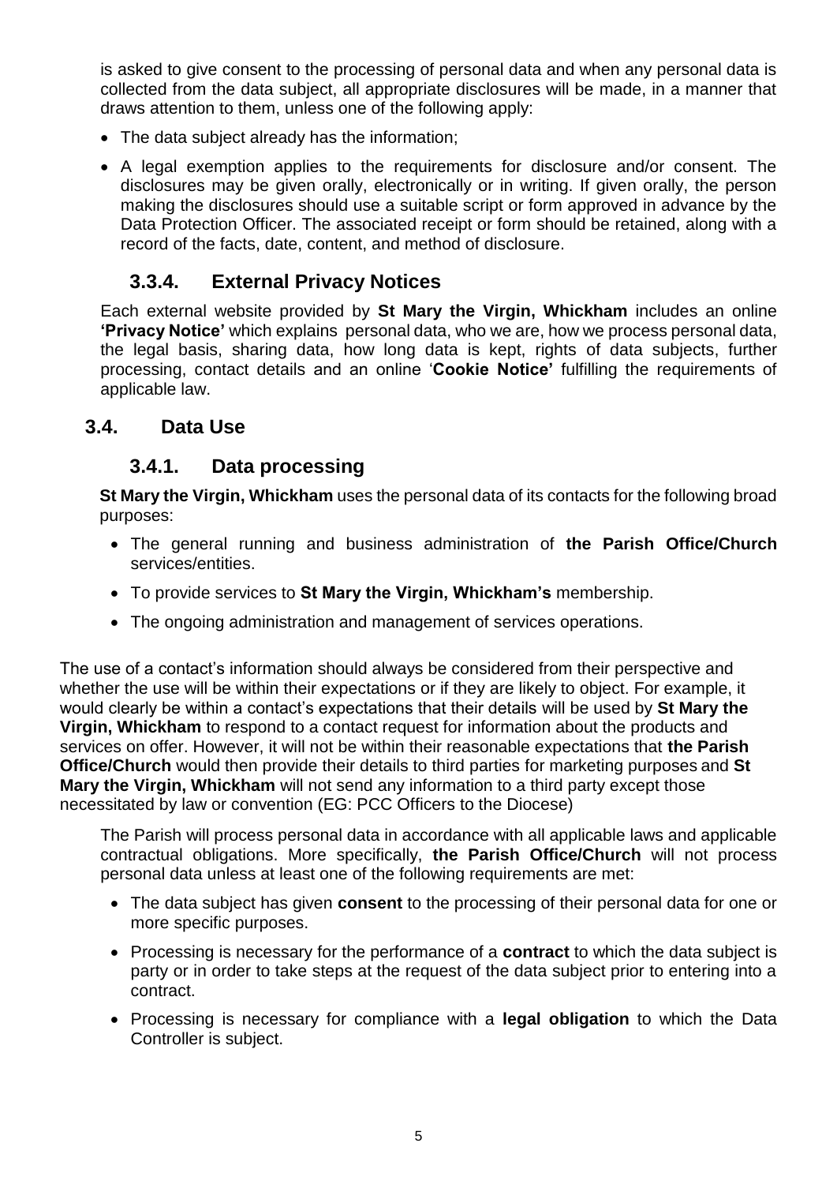is asked to give consent to the processing of personal data and when any personal data is collected from the data subject, all appropriate disclosures will be made, in a manner that draws attention to them, unless one of the following apply:

- The data subject already has the information;
- A legal exemption applies to the requirements for disclosure and/or consent. The disclosures may be given orally, electronically or in writing. If given orally, the person making the disclosures should use a suitable script or form approved in advance by the Data Protection Officer. The associated receipt or form should be retained, along with a record of the facts, date, content, and method of disclosure.

### 3.3.4. External Privacy Notices

Each external website provided by **St Mary the Virgin, Whickham** includes an online **'Privacy Notice'** which explains personal data, who we are, how we process personal data, the legal basis, sharing data, how long data is kept, rights of data subjects, further processing, contact details and an online '**Cookie Notice'** fulfilling the requirements of applicable law.

## 3.4. Data Use

### 3.4.1. Data processing

**St Mary the Virgin, Whickham** uses the personal data of its contacts for the following broad purposes:

- The general running and business administration of **the Parish Office/Church** services/entities.
- To provide services to **St Mary the Virgin, Whickham's** membership.
- The ongoing administration and management of services operations.

The use of a contact's information should always be considered from their perspective and whether the use will be within their expectations or if they are likely to object. For example, it would clearly be within a contact's expectations that their details will be used by **St Mary the Virgin, Whickham** to respond to a contact request for information about the products and services on offer. However, it will not be within their reasonable expectations that **the Parish Office/Church** would then provide their details to third parties for marketing purposes and **St Mary the Virgin, Whickham** will not send any information to a third party except those necessitated by law or convention (EG: PCC Officers to the Diocese)

The Parish will process personal data in accordance with all applicable laws and applicable contractual obligations. More specifically, **the Parish Office/Church** will not process personal data unless at least one of the following requirements are met:

- The data subject has given **consent** to the processing of their personal data for one or more specific purposes.
- Processing is necessary for the performance of a **contract** to which the data subject is party or in order to take steps at the request of the data subject prior to entering into a contract.
- Processing is necessary for compliance with a **legal obligation** to which the Data Controller is subject.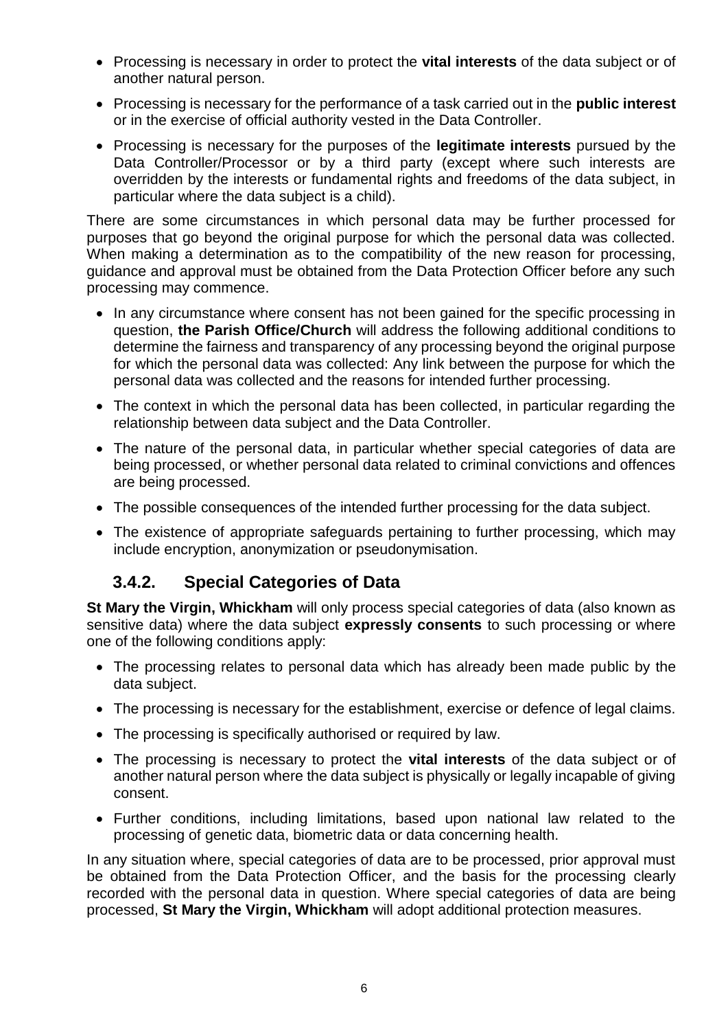- Processing is necessary in order to protect the **vital interests** of the data subject or of another natural person.
- Processing is necessary for the performance of a task carried out in the **public interest** or in the exercise of official authority vested in the Data Controller.
- Processing is necessary for the purposes of the **legitimate interests** pursued by the Data Controller/Processor or by a third party (except where such interests are overridden by the interests or fundamental rights and freedoms of the data subject, in particular where the data subject is a child).

There are some circumstances in which personal data may be further processed for purposes that go beyond the original purpose for which the personal data was collected. When making a determination as to the compatibility of the new reason for processing, guidance and approval must be obtained from the Data Protection Officer before any such processing may commence.

- In any circumstance where consent has not been gained for the specific processing in question, **the Parish Office/Church** will address the following additional conditions to determine the fairness and transparency of any processing beyond the original purpose for which the personal data was collected: Any link between the purpose for which the personal data was collected and the reasons for intended further processing.
- The context in which the personal data has been collected, in particular regarding the relationship between data subject and the Data Controller.
- The nature of the personal data, in particular whether special categories of data are being processed, or whether personal data related to criminal convictions and offences are being processed.
- The possible consequences of the intended further processing for the data subject.
- The existence of appropriate safeguards pertaining to further processing, which may include encryption, anonymization or pseudonymisation.

### 3.4.2. Special Categories of Data

**St Mary the Virgin, Whickham** will only process special categories of data (also known as sensitive data) where the data subject **expressly consents** to such processing or where one of the following conditions apply:

- The processing relates to personal data which has already been made public by the data subject.
- The processing is necessary for the establishment, exercise or defence of legal claims.
- The processing is specifically authorised or required by law.
- The processing is necessary to protect the **vital interests** of the data subject or of another natural person where the data subject is physically or legally incapable of giving consent.
- Further conditions, including limitations, based upon national law related to the processing of genetic data, biometric data or data concerning health.

In any situation where, special categories of data are to be processed, prior approval must be obtained from the Data Protection Officer, and the basis for the processing clearly recorded with the personal data in question. Where special categories of data are being processed, **St Mary the Virgin, Whickham** will adopt additional protection measures.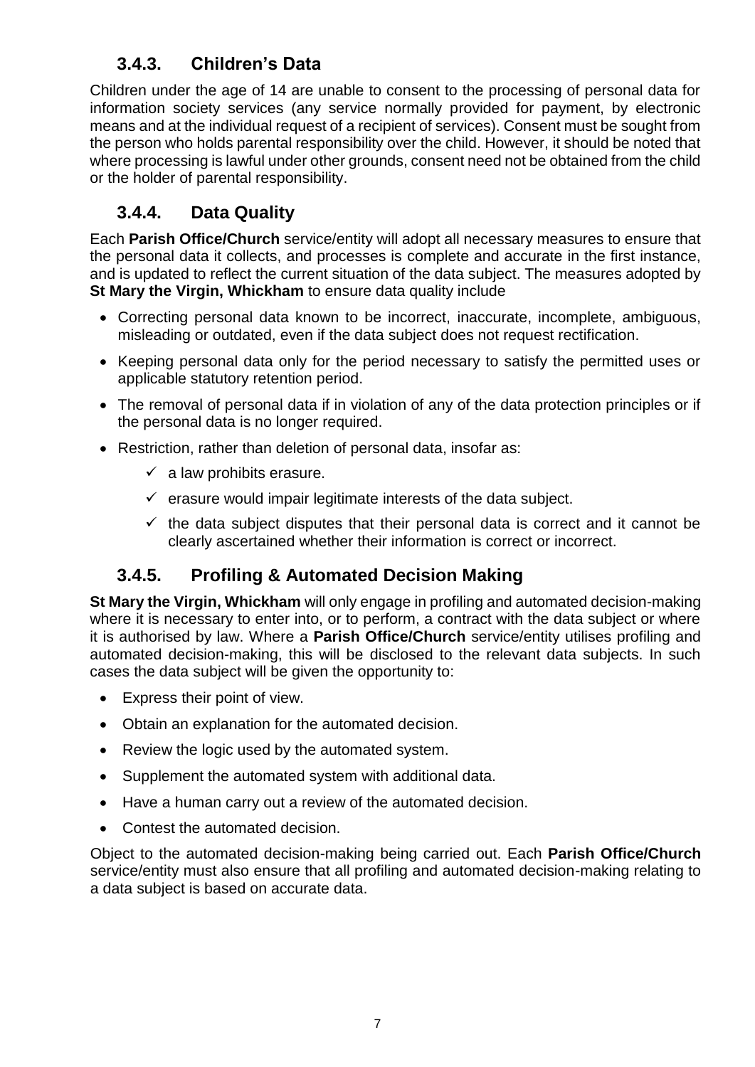### 3.4.3. Children's Data

Children under the age of 14 are unable to consent to the processing of personal data for information society services (any service normally provided for payment, by electronic means and at the individual request of a recipient of services). Consent must be sought from the person who holds parental responsibility over the child. However, it should be noted that where processing is lawful under other grounds, consent need not be obtained from the child or the holder of parental responsibility.

### 3.4.4. Data Quality

Each **Parish Office/Church** service/entity will adopt all necessary measures to ensure that the personal data it collects, and processes is complete and accurate in the first instance, and is updated to reflect the current situation of the data subject. The measures adopted by **St Mary the Virgin, Whickham** to ensure data quality include

- Correcting personal data known to be incorrect, inaccurate, incomplete, ambiguous, misleading or outdated, even if the data subject does not request rectification.
- Keeping personal data only for the period necessary to satisfy the permitted uses or applicable statutory retention period.
- The removal of personal data if in violation of any of the data protection principles or if the personal data is no longer required.
- Restriction, rather than deletion of personal data, insofar as:
  - ✓ a law prohibits erasure.
  - ✓ erasure would impair legitimate interests of the data subject.
  - ✓ the data subject disputes that their personal data is correct and it cannot be clearly ascertained whether their information is correct or incorrect.

### 3.4.5. Profiling & Automated Decision Making

**St Mary the Virgin, Whickham** will only engage in profiling and automated decision-making where it is necessary to enter into, or to perform, a contract with the data subject or where it is authorised by law. Where a **Parish Office/Church** service/entity utilises profiling and automated decision-making, this will be disclosed to the relevant data subjects. In such cases the data subject will be given the opportunity to:

- Express their point of view.
- Obtain an explanation for the automated decision.
- Review the logic used by the automated system.
- Supplement the automated system with additional data.
- Have a human carry out a review of the automated decision.
- Contest the automated decision.

Object to the automated decision-making being carried out. Each **Parish Office/Church** service/entity must also ensure that all profiling and automated decision-making relating to a data subject is based on accurate data.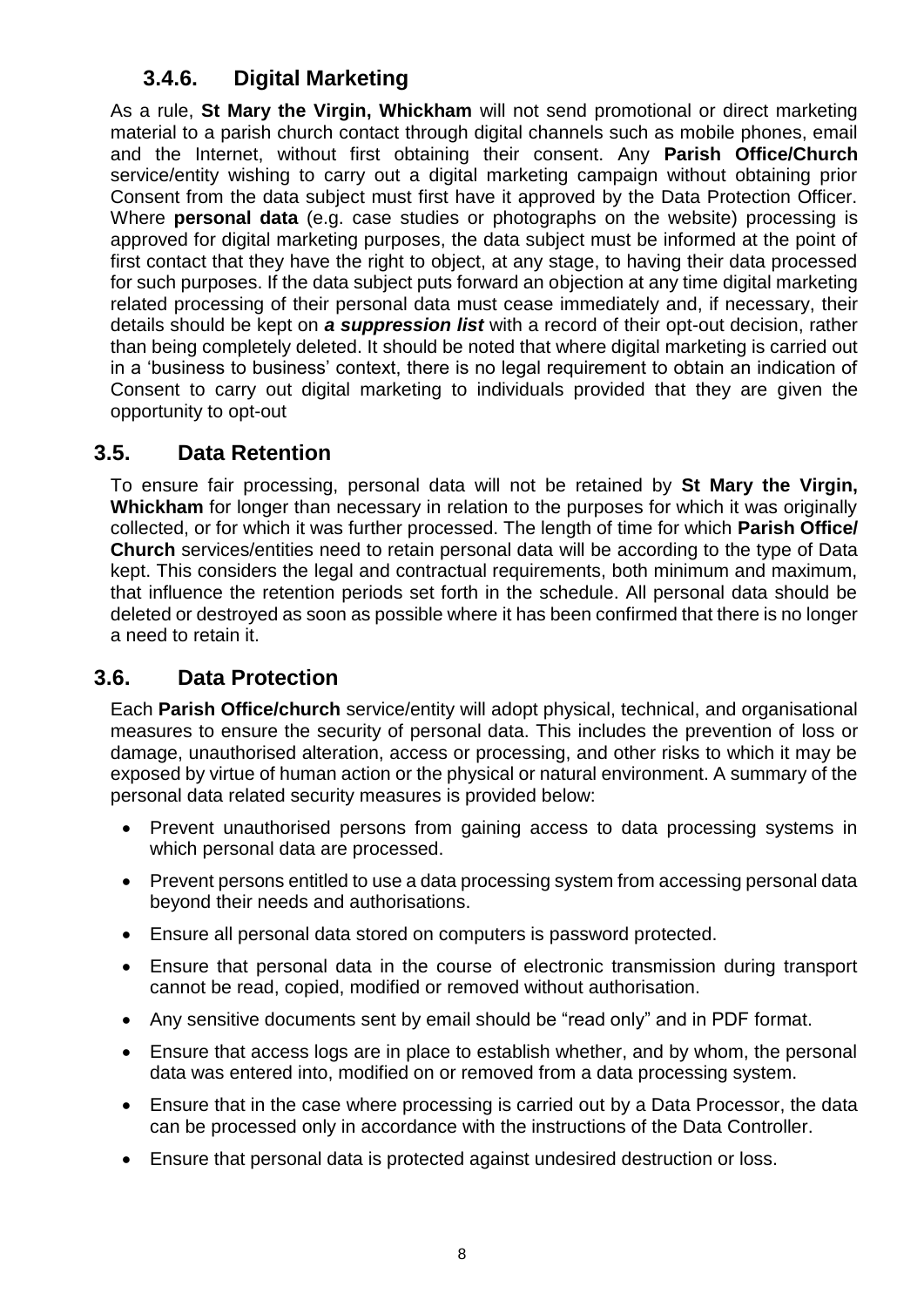### 3.4.6. Digital Marketing

As a rule, **St Mary the Virgin, Whickham** will not send promotional or direct marketing material to a parish church contact through digital channels such as mobile phones, email and the Internet, without first obtaining their consent. Any **Parish Office/Church** service/entity wishing to carry out a digital marketing campaign without obtaining prior Consent from the data subject must first have it approved by the Data Protection Officer. Where **personal data** (e.g. case studies or photographs on the website) processing is approved for digital marketing purposes, the data subject must be informed at the point of first contact that they have the right to object, at any stage, to having their data processed for such purposes. If the data subject puts forward an objection at any time digital marketing related processing of their personal data must cease immediately and, if necessary, their details should be kept on ***a suppression list*** with a record of their opt-out decision, rather than being completely deleted. It should be noted that where digital marketing is carried out in a 'business to business' context, there is no legal requirement to obtain an indication of Consent to carry out digital marketing to individuals provided that they are given the opportunity to opt-out

## 3.5. Data Retention

To ensure fair processing, personal data will not be retained by **St Mary the Virgin, Whickham** for longer than necessary in relation to the purposes for which it was originally collected, or for which it was further processed. The length of time for which **Parish Office/ Church** services/entities need to retain personal data will be according to the type of Data kept. This considers the legal and contractual requirements, both minimum and maximum, that influence the retention periods set forth in the schedule. All personal data should be deleted or destroyed as soon as possible where it has been confirmed that there is no longer a need to retain it.

## 3.6. Data Protection

Each **Parish Office/church** service/entity will adopt physical, technical, and organisational measures to ensure the security of personal data. This includes the prevention of loss or damage, unauthorised alteration, access or processing, and other risks to which it may be exposed by virtue of human action or the physical or natural environment. A summary of the personal data related security measures is provided below:

- Prevent unauthorised persons from gaining access to data processing systems in which personal data are processed.
- Prevent persons entitled to use a data processing system from accessing personal data beyond their needs and authorisations.
- Ensure all personal data stored on computers is password protected.
- Ensure that personal data in the course of electronic transmission during transport cannot be read, copied, modified or removed without authorisation.
- Any sensitive documents sent by email should be "read only" and in PDF format.
- Ensure that access logs are in place to establish whether, and by whom, the personal data was entered into, modified on or removed from a data processing system.
- Ensure that in the case where processing is carried out by a Data Processor, the data can be processed only in accordance with the instructions of the Data Controller.
- Ensure that personal data is protected against undesired destruction or loss.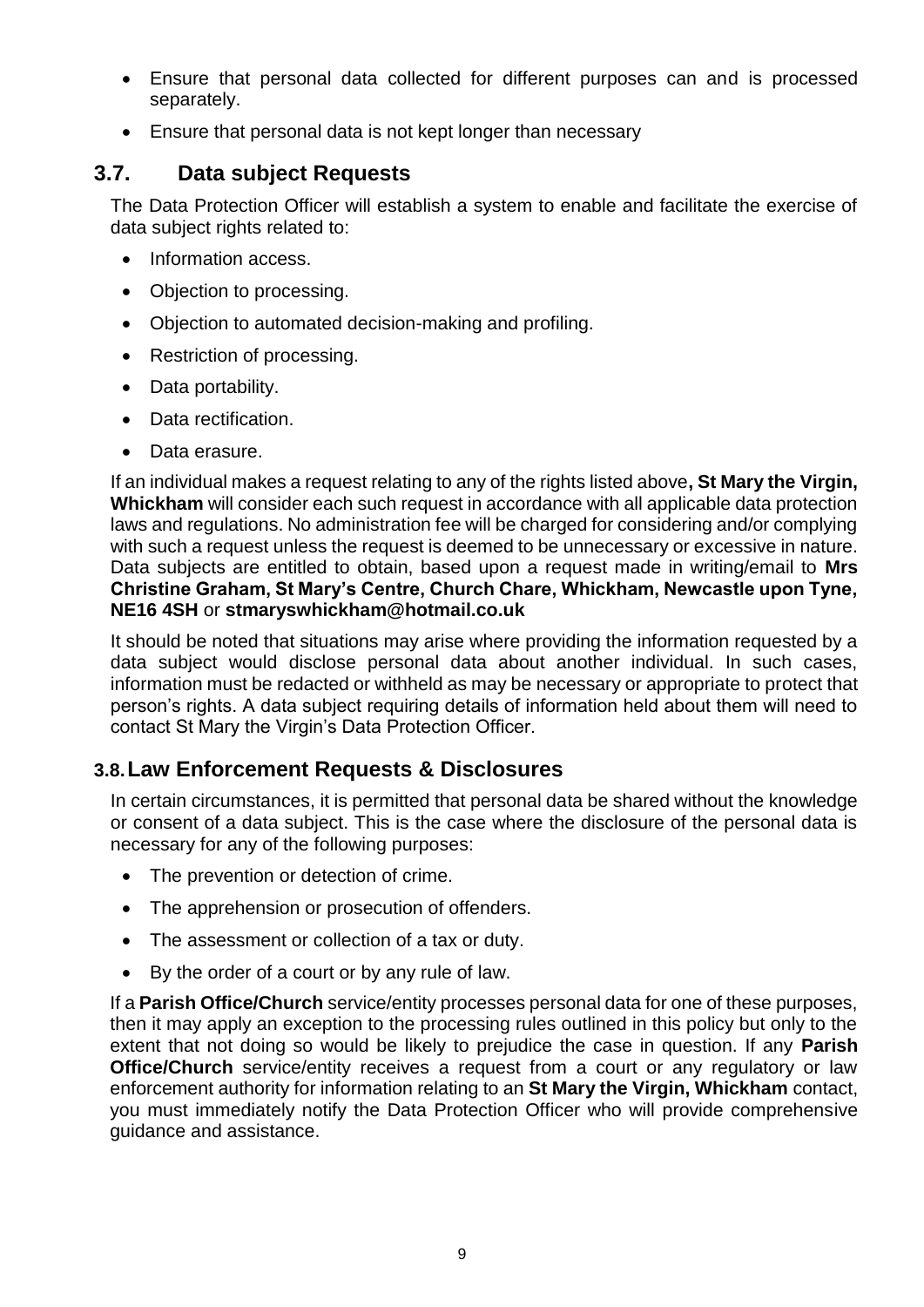- Ensure that personal data collected for different purposes can and is processed separately.
- Ensure that personal data is not kept longer than necessary

## 3.7. Data subject Requests

The Data Protection Officer will establish a system to enable and facilitate the exercise of data subject rights related to:

- Information access.
- Objection to processing.
- Objection to automated decision-making and profiling.
- Restriction of processing.
- Data portability.
- Data rectification.
- Data erasure.

If an individual makes a request relating to any of the rights listed above**, St Mary the Virgin, Whickham** will consider each such request in accordance with all applicable data protection laws and regulations. No administration fee will be charged for considering and/or complying with such a request unless the request is deemed to be unnecessary or excessive in nature. Data subjects are entitled to obtain, based upon a request made in writing/email to **Mrs Christine Graham, St Mary's Centre, Church Chare, Whickham, Newcastle upon Tyne, NE16 4SH** or **stmaryswhickham@hotmail.co.uk**

It should be noted that situations may arise where providing the information requested by a data subject would disclose personal data about another individual. In such cases, information must be redacted or withheld as may be necessary or appropriate to protect that person's rights. A data subject requiring details of information held about them will need to contact St Mary the Virgin's Data Protection Officer.

## 3.8. Law Enforcement Requests & Disclosures

In certain circumstances, it is permitted that personal data be shared without the knowledge or consent of a data subject. This is the case where the disclosure of the personal data is necessary for any of the following purposes:

- The prevention or detection of crime.
- The apprehension or prosecution of offenders.
- The assessment or collection of a tax or duty.
- By the order of a court or by any rule of law.

If a **Parish Office/Church** service/entity processes personal data for one of these purposes, then it may apply an exception to the processing rules outlined in this policy but only to the extent that not doing so would be likely to prejudice the case in question. If any **Parish Office/Church** service/entity receives a request from a court or any regulatory or law enforcement authority for information relating to an **St Mary the Virgin, Whickham** contact, you must immediately notify the Data Protection Officer who will provide comprehensive guidance and assistance.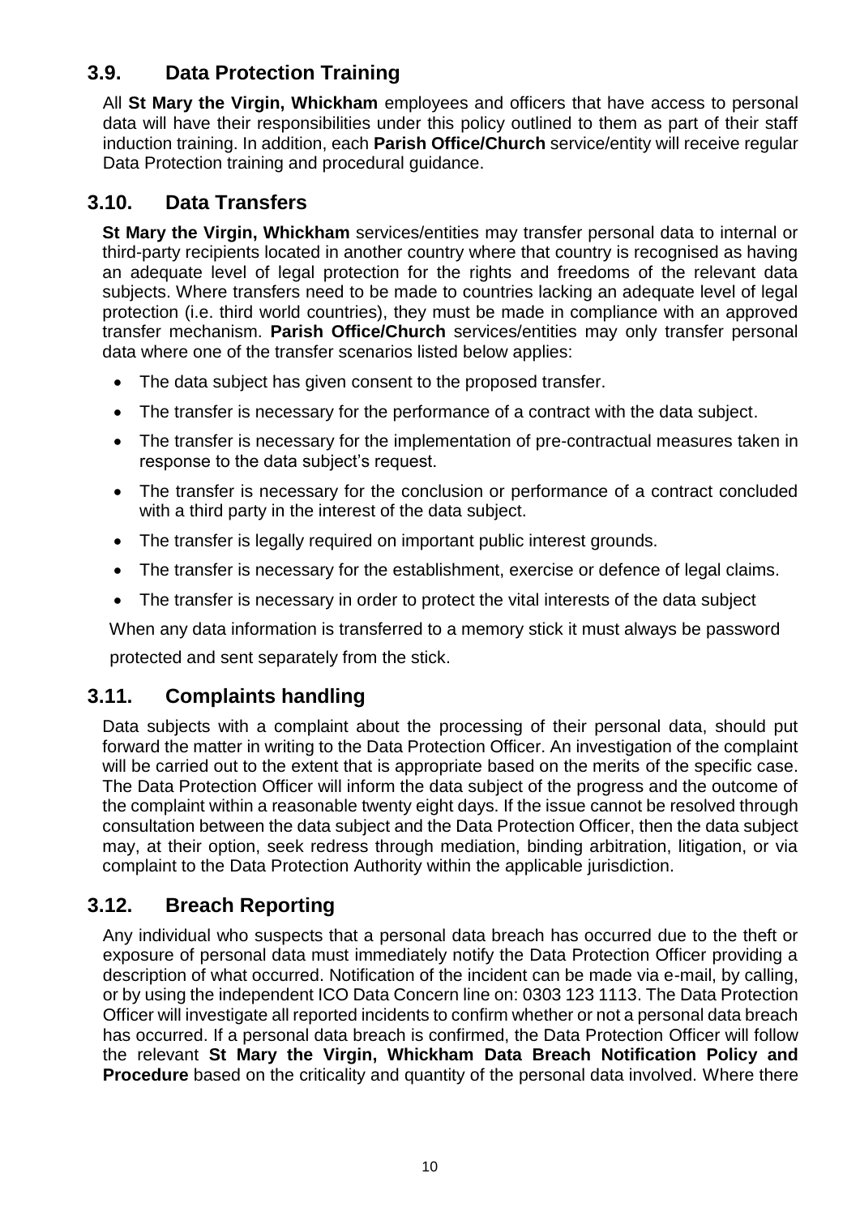## 3.9. Data Protection Training

All **St Mary the Virgin, Whickham** employees and officers that have access to personal data will have their responsibilities under this policy outlined to them as part of their staff induction training. In addition, each **Parish Office/Church** service/entity will receive regular Data Protection training and procedural guidance.

## 3.10. Data Transfers

**St Mary the Virgin, Whickham** services/entities may transfer personal data to internal or third-party recipients located in another country where that country is recognised as having an adequate level of legal protection for the rights and freedoms of the relevant data subjects. Where transfers need to be made to countries lacking an adequate level of legal protection (i.e. third world countries), they must be made in compliance with an approved transfer mechanism. **Parish Office/Church** services/entities may only transfer personal data where one of the transfer scenarios listed below applies:

- The data subject has given consent to the proposed transfer.
- The transfer is necessary for the performance of a contract with the data subject.
- The transfer is necessary for the implementation of pre-contractual measures taken in response to the data subject's request.
- The transfer is necessary for the conclusion or performance of a contract concluded with a third party in the interest of the data subject.
- The transfer is legally required on important public interest grounds.
- The transfer is necessary for the establishment, exercise or defence of legal claims.
- The transfer is necessary in order to protect the vital interests of the data subject

When any data information is transferred to a memory stick it must always be password protected and sent separately from the stick.

## 3.11. Complaints handling

Data subjects with a complaint about the processing of their personal data, should put forward the matter in writing to the Data Protection Officer. An investigation of the complaint will be carried out to the extent that is appropriate based on the merits of the specific case. The Data Protection Officer will inform the data subject of the progress and the outcome of the complaint within a reasonable twenty eight days. If the issue cannot be resolved through consultation between the data subject and the Data Protection Officer, then the data subject may, at their option, seek redress through mediation, binding arbitration, litigation, or via complaint to the Data Protection Authority within the applicable jurisdiction.

## 3.12. Breach Reporting

Any individual who suspects that a personal data breach has occurred due to the theft or exposure of personal data must immediately notify the Data Protection Officer providing a description of what occurred. Notification of the incident can be made via e-mail, by calling, or by using the independent ICO Data Concern line on: 0303 123 1113. The Data Protection Officer will investigate all reported incidents to confirm whether or not a personal data breach has occurred. If a personal data breach is confirmed, the Data Protection Officer will follow the relevant **St Mary the Virgin, Whickham Data Breach Notification Policy and Procedure** based on the criticality and quantity of the personal data involved. Where there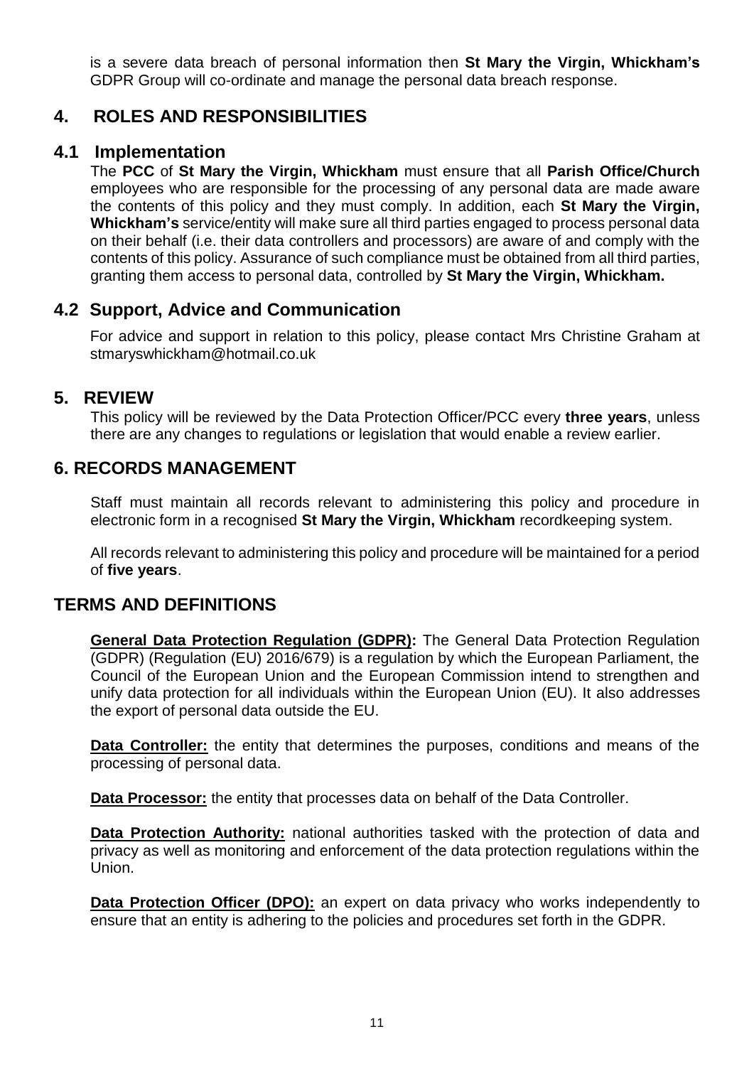is a severe data breach of personal information then **St Mary the Virgin, Whickham's** GDPR Group will co-ordinate and manage the personal data breach response.

## 4. ROLES AND RESPONSIBILITIES

### 4.1 Implementation

The **PCC** of **St Mary the Virgin, Whickham** must ensure that all **Parish Office/Church** employees who are responsible for the processing of any personal data are made aware the contents of this policy and they must comply. In addition, each **St Mary the Virgin, Whickham's** service/entity will make sure all third parties engaged to process personal data on their behalf (i.e. their data controllers and processors) are aware of and comply with the contents of this policy. Assurance of such compliance must be obtained from all third parties, granting them access to personal data, controlled by **St Mary the Virgin, Whickham.**

### 4.2 Support, Advice and Communication

For advice and support in relation to this policy, please contact Mrs Christine Graham at stmaryswhickham@hotmail.co.uk

## 5. REVIEW

This policy will be reviewed by the Data Protection Officer/PCC every **three years**, unless there are any changes to regulations or legislation that would enable a review earlier.

## 6. RECORDS MANAGEMENT

Staff must maintain all records relevant to administering this policy and procedure in electronic form in a recognised **St Mary the Virgin, Whickham** recordkeeping system.

All records relevant to administering this policy and procedure will be maintained for a period of **five years**.

## TERMS AND DEFINITIONS

**General Data Protection Regulation (GDPR):** The General Data Protection Regulation (GDPR) (Regulation (EU) 2016/679) is a regulation by which the European Parliament, the Council of the European Union and the European Commission intend to strengthen and unify data protection for all individuals within the European Union (EU). It also addresses the export of personal data outside the EU.

**Data Controller:** the entity that determines the purposes, conditions and means of the processing of personal data.

**Data Processor:** the entity that processes data on behalf of the Data Controller.

**Data Protection Authority:** national authorities tasked with the protection of data and privacy as well as monitoring and enforcement of the data protection regulations within the Union.

**Data Protection Officer (DPO):** an expert on data privacy who works independently to ensure that an entity is adhering to the policies and procedures set forth in the GDPR.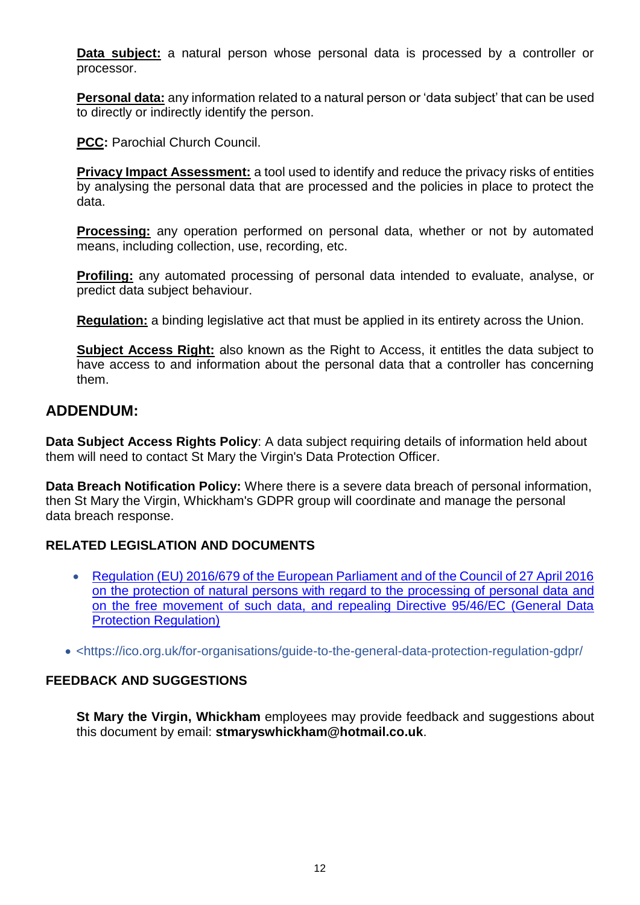**Data subject:** a natural person whose personal data is processed by a controller or processor.

**Personal data:** any information related to a natural person or 'data subject' that can be used to directly or indirectly identify the person.

**PCC:** Parochial Church Council.

**Privacy Impact Assessment:** a tool used to identify and reduce the privacy risks of entities by analysing the personal data that are processed and the policies in place to protect the data.

**Processing:** any operation performed on personal data, whether or not by automated means, including collection, use, recording, etc.

**Profiling:** any automated processing of personal data intended to evaluate, analyse, or predict data subject behaviour.

**Regulation:** a binding legislative act that must be applied in its entirety across the Union.

**Subject Access Right:** also known as the Right to Access, it entitles the data subject to have access to and information about the personal data that a controller has concerning them.

## ADDENDUM:

**Data Subject Access Rights Policy**: A data subject requiring details of information held about them will need to contact St Mary the Virgin's Data Protection Officer.

**Data Breach Notification Policy:** Where there is a severe data breach of personal information, then St Mary the Virgin, Whickham's GDPR group will coordinate and manage the personal data breach response.

### RELATED LEGISLATION AND DOCUMENTS

- Regulation (EU) 2016/679 of the European Parliament and of the Council of 27 April 2016 on the protection of natural persons with regard to the processing of personal data and on the free movement of such data, and repealing Directive 95/46/EC (General Data Protection Regulation)
- <https://ico.org.uk/for-organisations/guide-to-the-general-data-protection-regulation-gdpr/

### FEEDBACK AND SUGGESTIONS

**St Mary the Virgin, Whickham** employees may provide feedback and suggestions about this document by email: **stmaryswhickham@hotmail.co.uk**.